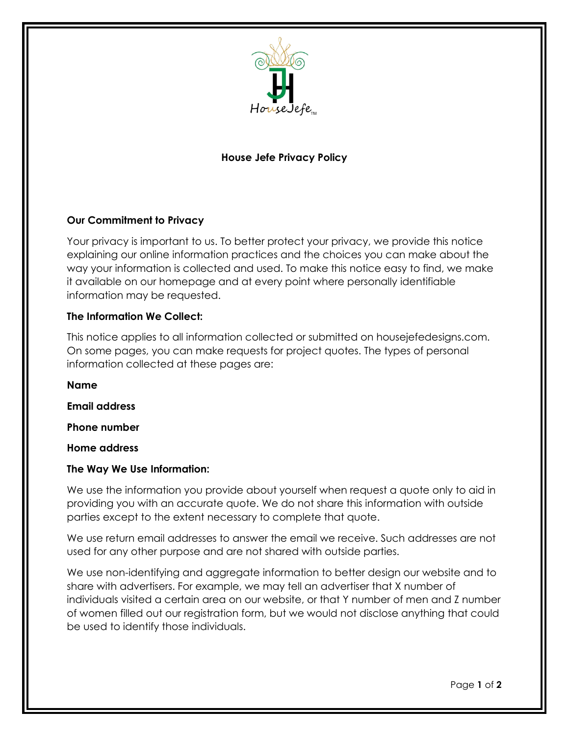# House Jefe Privacy Policy

**Our Commitment to Privacy**

Your privacy is important to us. To better protect your privacy, we provide this notice explaining our online information practices and the choices you can make about the way your information is collected and used. To make this notice easy to find, we make it available on our homepage and at every point where personally identifiable information may be requested.

**The Information We Collect:**

This notice applies to all information collected or submitted on housejefedesigns.com. On some pages, you can make requests for project quotes. The types of personal information collected at these pages are:

**Name**

**Email address**

**Phone number**

**Home address**

**The Way We Use Information:**

We use the information you provide about yourself when request a quote only to aid in providing you with an accurate quote. We do not share this information with outside parties except to the extent necessary to complete that quote.

We use return email addresses to answer the email we receive. Such addresses are not used for any other purpose and are not shared with outside parties.

We use non-identifying and aggregate information to better design our website and to share with advertisers. For example, we may tell an advertiser that X number of individuals visited a certain area on our website, or that Y number of men and Z number of women filled out our registration form, but we would not disclose anything that could be used to identify those individuals.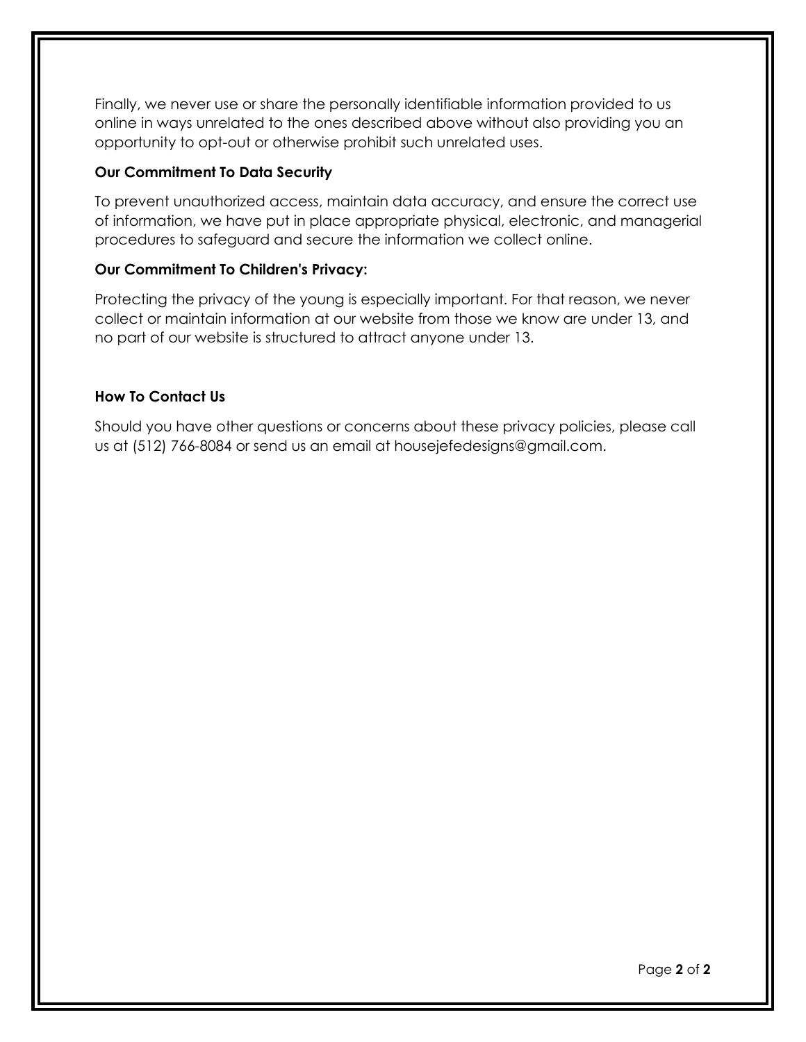Finally, we never use or share the personally identifiable information provided to us online in ways unrelated to the ones described above without also providing you an opportunity to opt-out or otherwise prohibit such unrelated uses.

**Our Commitment To Data Security**

To prevent unauthorized access, maintain data accuracy, and ensure the correct use of information, we have put in place appropriate physical, electronic, and managerial procedures to safeguard and secure the information we collect online.

**Our Commitment To Children's Privacy:**

Protecting the privacy of the young is especially important. For that reason, we never collect or maintain information at our website from those we know are under 13, and no part of our website is structured to attract anyone under 13.

**How To Contact Us**

Should you have other questions or concerns about these privacy policies, please call us at (512) 766-8084 or send us an email at housejefedesigns@gmail.com.